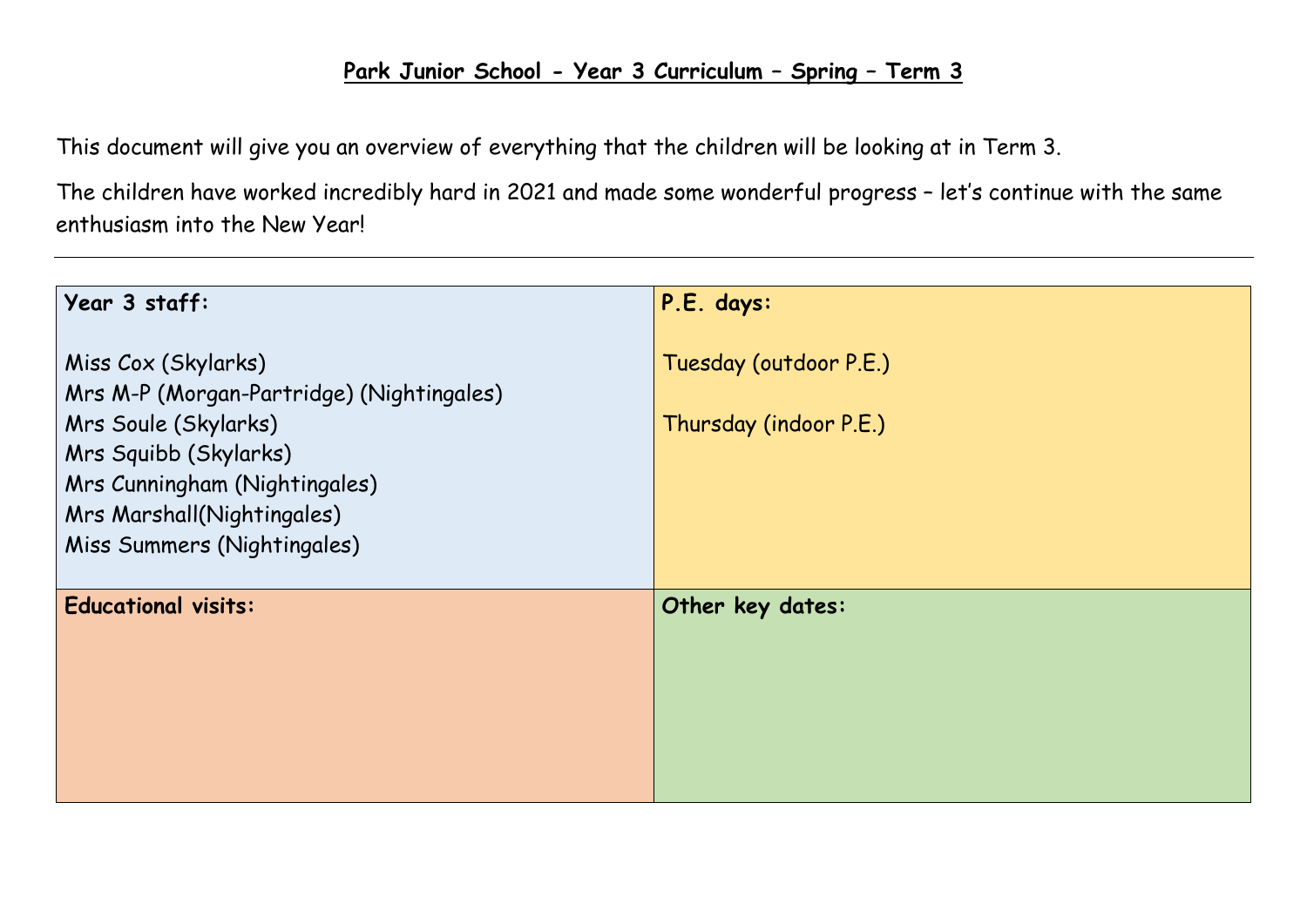# Park Junior School - Year 3 Curriculum – Spring – Term 3

This document will give you an overview of everything that the children will be looking at in Term 3.

The children have worked incredibly hard in 2021 and made some wonderful progress – let's continue with the same enthusiasm into the New Year!

---

| **Year 3 staff:** | **P.E. days:** |
|---|---|
| Miss Cox (Skylarks)<br>Mrs M-P (Morgan-Partridge) (Nightingales)<br>Mrs Soule (Skylarks)<br>Mrs Squibb (Skylarks)<br>Mrs Cunningham (Nightingales)<br>Mrs Marshall(Nightingales)<br>Miss Summers (Nightingales) | Tuesday (outdoor P.E.)<br><br>Thursday (indoor P.E.) |
| **Educational visits:** | **Other key dates:** |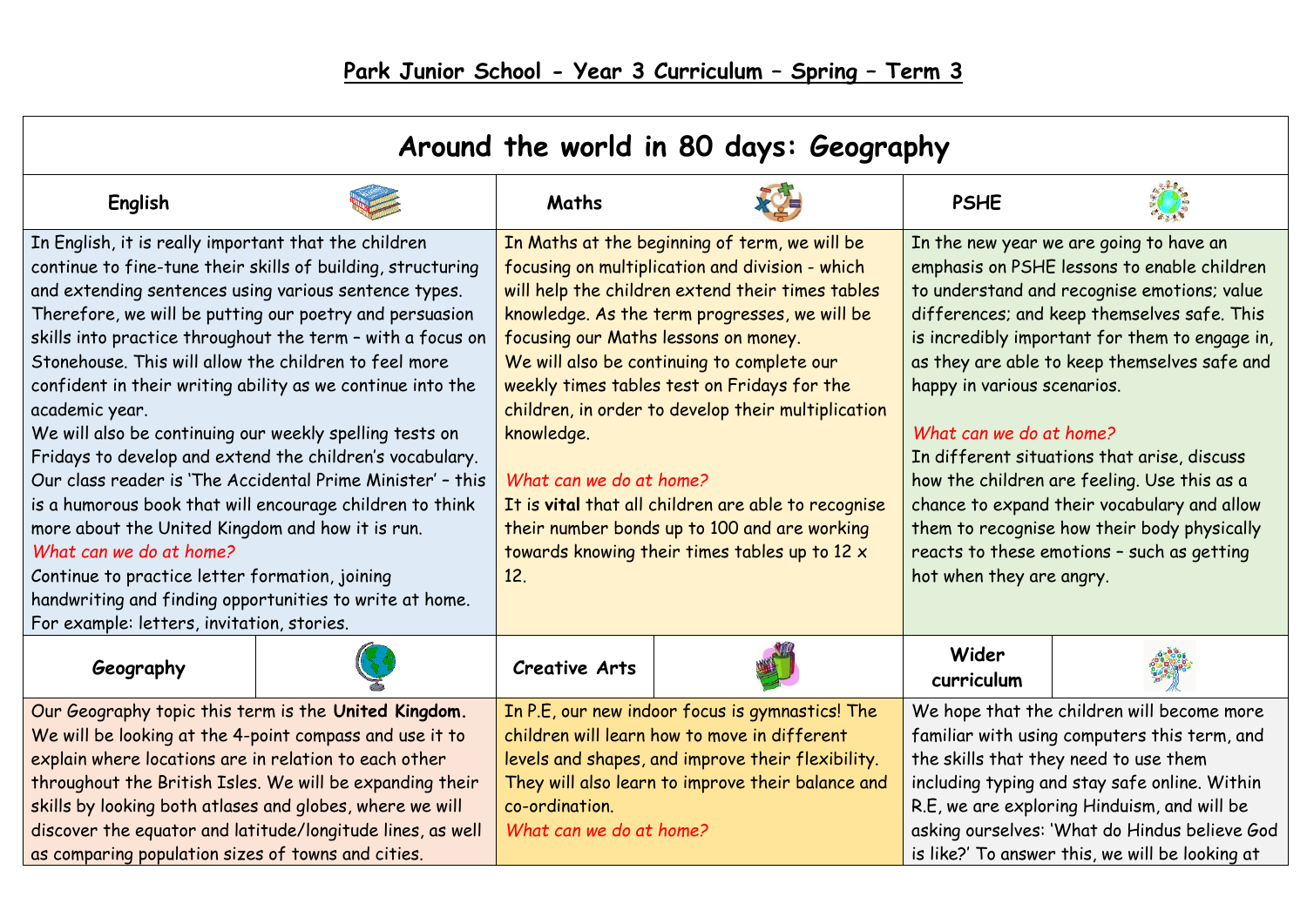# Park Junior School - Year 3 Curriculum – Spring – Term 3

## Around the world in 80 days: Geography

| English | Maths | PSHE |
|---|---|---|
| In English, it is really important that the children continue to fine-tune their skills of building, structuring and extending sentences using various sentence types. Therefore, we will be putting our poetry and persuasion skills into practice throughout the term – with a focus on Stonehouse. This will allow the children to feel more confident in their writing ability as we continue into the academic year.<br>We will also be continuing our weekly spelling tests on Fridays to develop and extend the children's vocabulary. Our class reader is 'The Accidental Prime Minister' – this is a humorous book that will encourage children to think more about the United Kingdom and how it is run.<br>*What can we do at home?*<br>Continue to practice letter formation, joining handwriting and finding opportunities to write at home. For example: letters, invitation, stories. | In Maths at the beginning of term, we will be focusing on multiplication and division - which will help the children extend their times tables knowledge. As the term progresses, we will be focusing our Maths lessons on money.<br>We will also be continuing to complete our weekly times tables test on Fridays for the children, in order to develop their multiplication knowledge.<br><br>*What can we do at home?*<br>It is **vital** that all children are able to recognise their number bonds up to 100 and are working towards knowing their times tables up to 12 x 12. | In the new year we are going to have an emphasis on PSHE lessons to enable children to understand and recognise emotions; value differences; and keep themselves safe. This is incredibly important for them to engage in, as they are able to keep themselves safe and happy in various scenarios.<br><br>*What can we do at home?*<br>In different situations that arise, discuss how the children are feeling. Use this as a chance to expand their vocabulary and allow them to recognise how their body physically reacts to these emotions – such as getting hot when they are angry. |

| Geography | Creative Arts | Wider curriculum |
|---|---|---|
| Our Geography topic this term is the **United Kingdom.** We will be looking at the 4-point compass and use it to explain where locations are in relation to each other throughout the British Isles. We will be expanding their skills by looking both atlases and globes, where we will discover the equator and latitude/longitude lines, as well as comparing population sizes of towns and cities. | In P.E, our new indoor focus is gymnastics! The children will learn how to move in different levels and shapes, and improve their flexibility. They will also learn to improve their balance and co-ordination.<br>*What can we do at home?* | We hope that the children will become more familiar with using computers this term, and the skills that they need to use them including typing and stay safe online. Within R.E, we are exploring Hinduism, and will be asking ourselves: 'What do Hindus believe God is like?' To answer this, we will be looking at |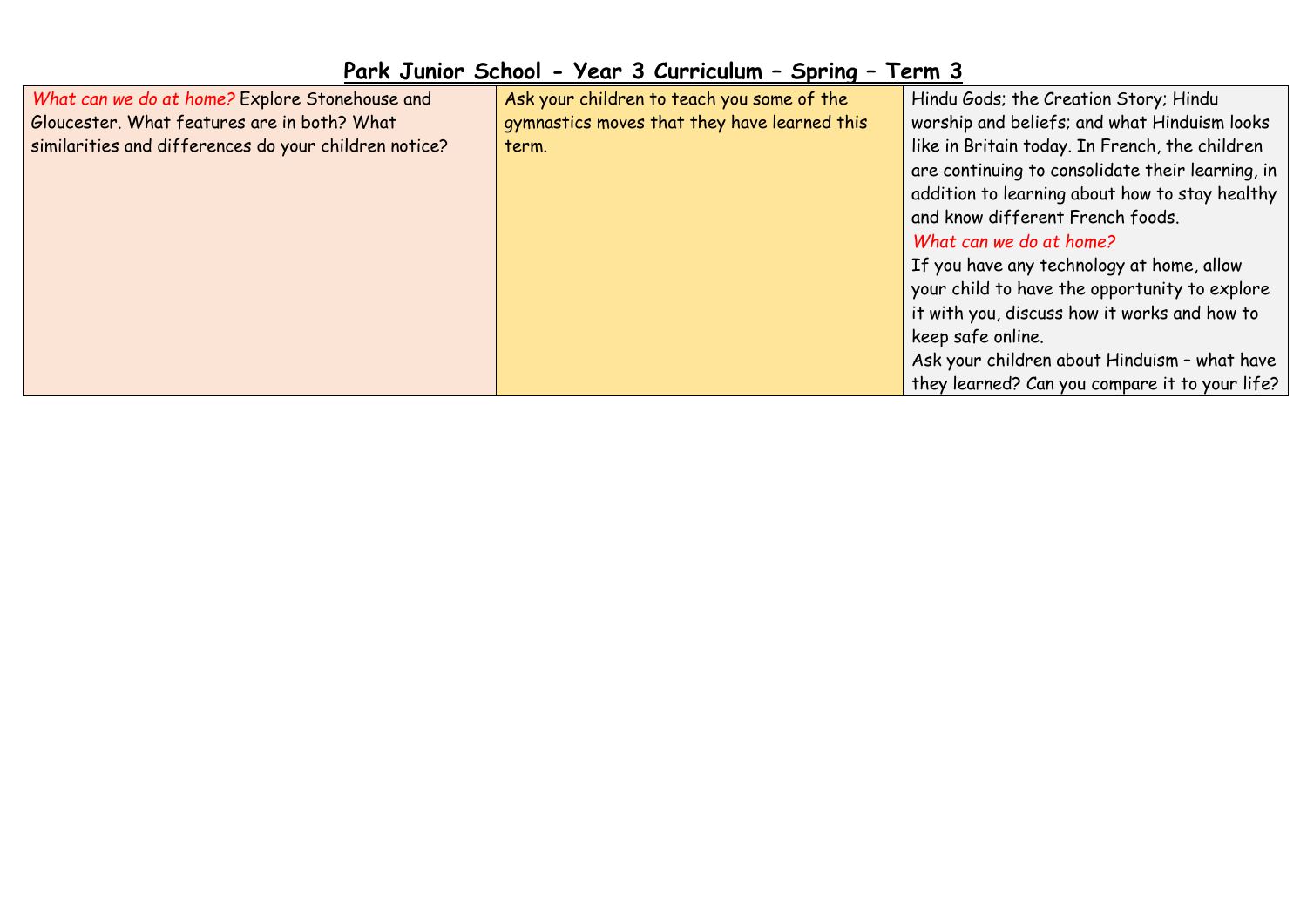## Park Junior School - Year 3 Curriculum – Spring – Term 3

| | | |
|---|---|---|
| *What can we do at home?* Explore Stonehouse and Gloucester. What features are in both? What similarities and differences do your children notice? | Ask your children to teach you some of the gymnastics moves that they have learned this term. | Hindu Gods; the Creation Story; Hindu worship and beliefs; and what Hinduism looks like in Britain today. In French, the children are continuing to consolidate their learning, in addition to learning about how to stay healthy and know different French foods.<br>*What can we do at home?*<br>If you have any technology at home, allow your child to have the opportunity to explore it with you, discuss how it works and how to keep safe online.<br>Ask your children about Hinduism – what have they learned? Can you compare it to your life? |